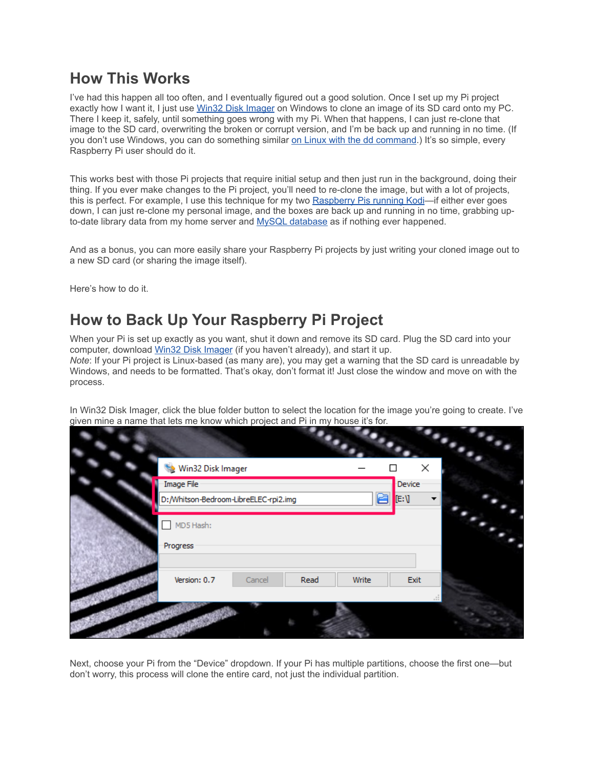## How This Works

I've had this happen all too often, and I eventually figured out a good solution. Once I set up my Pi project exactly how I want it, I just use Win32 Disk Imager on Windows to clone an image of its SD card onto my PC. There I keep it, safely, until something goes wrong with my Pi. When that happens, I can just re-clone that image to the SD card, overwriting the broken or corrupt version, and I'm be back up and running in no time. (If you don't use Windows, you can do something similar on Linux with the dd command.) It's so simple, every Raspberry Pi user should do it.

This works best with those Pi projects that require initial setup and then just run in the background, doing their thing. If you ever make changes to the Pi project, you'll need to re-clone the image, but with a lot of projects, this is perfect. For example, I use this technique for my two Raspberry Pis running Kodi—if either ever goes down, I can just re-clone my personal image, and the boxes are back up and running in no time, grabbing up-to-date library data from my home server and MySQL database as if nothing ever happened.

And as a bonus, you can more easily share your Raspberry Pi projects by just writing your cloned image out to a new SD card (or sharing the image itself).

Here's how to do it.

## How to Back Up Your Raspberry Pi Project

When your Pi is set up exactly as you want, shut it down and remove its SD card. Plug the SD card into your computer, download Win32 Disk Imager (if you haven't already), and start it up.
*Note*: If your Pi project is Linux-based (as many are), you may get a warning that the SD card is unreadable by Windows, and needs to be formatted. That's okay, don't format it! Just close the window and move on with the process.

In Win32 Disk Imager, click the blue folder button to select the location for the image you're going to create. I've given mine a name that lets me know which project and Pi in my house it's for.

Next, choose your Pi from the "Device" dropdown. If your Pi has multiple partitions, choose the first one—but don't worry, this process will clone the entire card, not just the individual partition.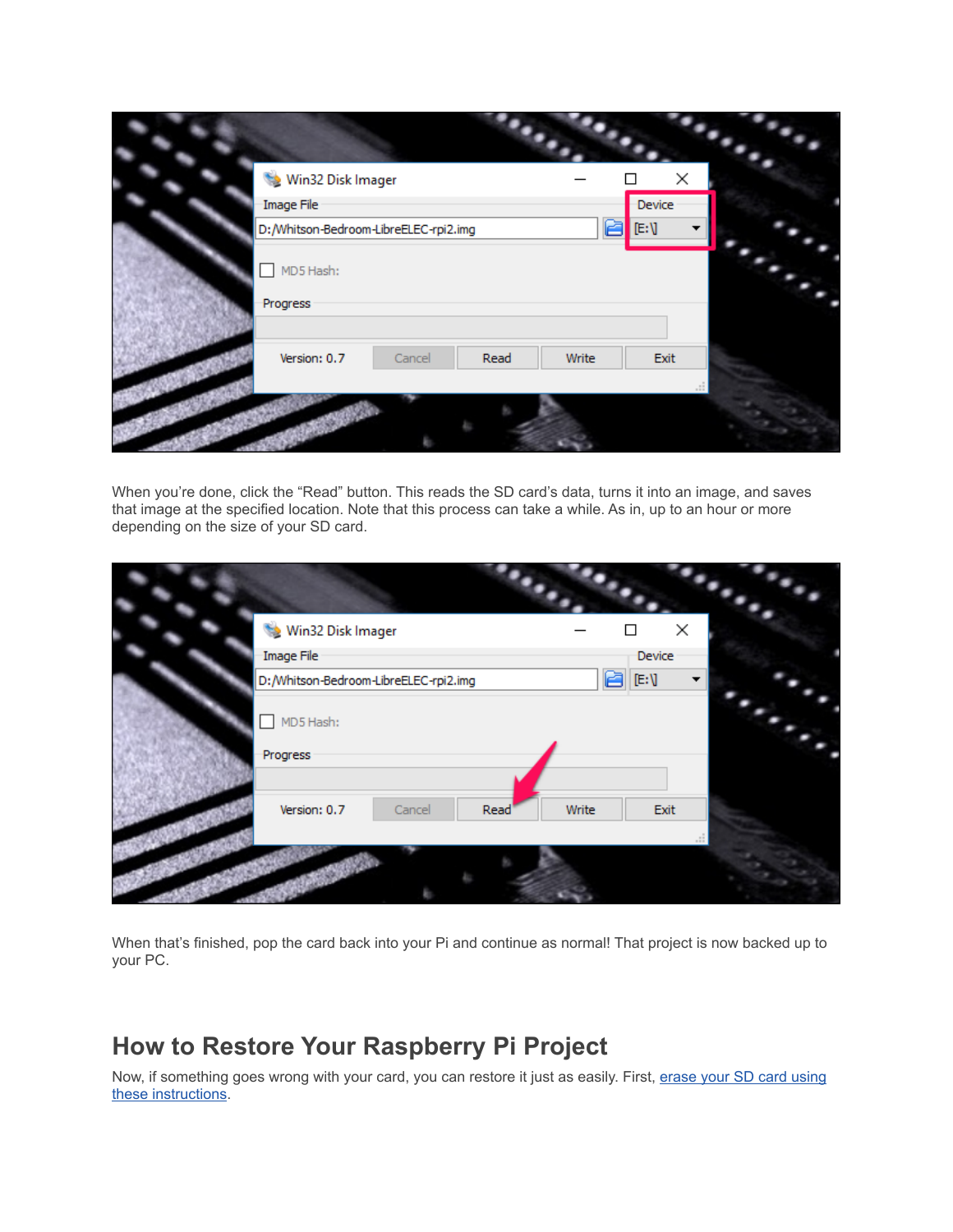When you're done, click the "Read" button. This reads the SD card's data, turns it into an image, and saves that image at the specified location. Note that this process can take a while. As in, up to an hour or more depending on the size of your SD card.

When that's finished, pop the card back into your Pi and continue as normal! That project is now backed up to your PC.

## How to Restore Your Raspberry Pi Project

Now, if something goes wrong with your card, you can restore it just as easily. First, erase your SD card using these instructions.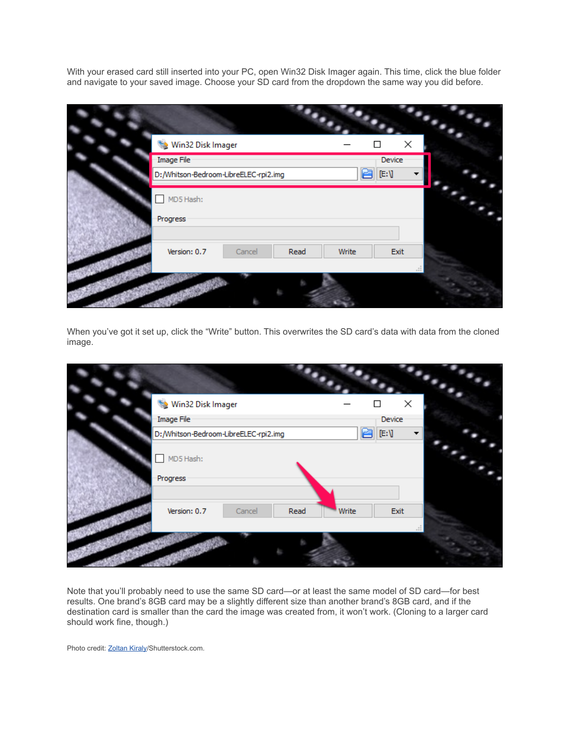With your erased card still inserted into your PC, open Win32 Disk Imager again. This time, click the blue folder and navigate to your saved image. Choose your SD card from the dropdown the same way you did before.

When you've got it set up, click the "Write" button. This overwrites the SD card's data with data from the cloned image.

Note that you'll probably need to use the same SD card—or at least the same model of SD card—for best results. One brand's 8GB card may be a slightly different size than another brand's 8GB card, and if the destination card is smaller than the card the image was created from, it won't work. (Cloning to a larger card should work fine, though.)

Photo credit: Zoltan Kiraly/Shutterstock.com.